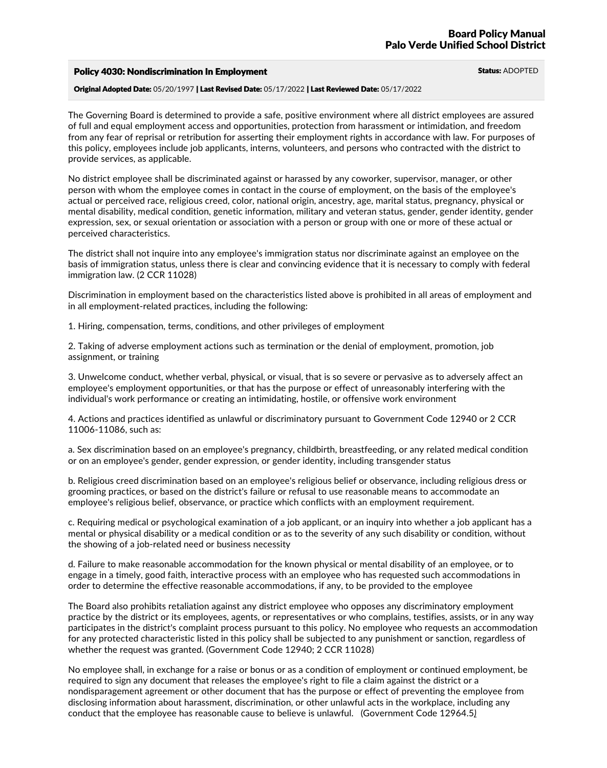# Board Policy Manual
## Palo Verde Unified School District

### Policy 4030: Nondiscrimination In Employment

**Status:** ADOPTED

**Original Adopted Date:** 05/20/1997 | **Last Revised Date:** 05/17/2022 | **Last Reviewed Date:** 05/17/2022

The Governing Board is determined to provide a safe, positive environment where all district employees are assured of full and equal employment access and opportunities, protection from harassment or intimidation, and freedom from any fear of reprisal or retribution for asserting their employment rights in accordance with law. For purposes of this policy, employees include job applicants, interns, volunteers, and persons who contracted with the district to provide services, as applicable.

No district employee shall be discriminated against or harassed by any coworker, supervisor, manager, or other person with whom the employee comes in contact in the course of employment, on the basis of the employee's actual or perceived race, religious creed, color, national origin, ancestry, age, marital status, pregnancy, physical or mental disability, medical condition, genetic information, military and veteran status, gender, gender identity, gender expression, sex, or sexual orientation or association with a person or group with one or more of these actual or perceived characteristics.

The district shall not inquire into any employee's immigration status nor discriminate against an employee on the basis of immigration status, unless there is clear and convincing evidence that it is necessary to comply with federal immigration law. (2 CCR 11028)

Discrimination in employment based on the characteristics listed above is prohibited in all areas of employment and in all employment-related practices, including the following:

1. Hiring, compensation, terms, conditions, and other privileges of employment

2. Taking of adverse employment actions such as termination or the denial of employment, promotion, job assignment, or training

3. Unwelcome conduct, whether verbal, physical, or visual, that is so severe or pervasive as to adversely affect an employee's employment opportunities, or that has the purpose or effect of unreasonably interfering with the individual's work performance or creating an intimidating, hostile, or offensive work environment

4. Actions and practices identified as unlawful or discriminatory pursuant to Government Code 12940 or 2 CCR 11006-11086, such as:

a. Sex discrimination based on an employee's pregnancy, childbirth, breastfeeding, or any related medical condition or on an employee's gender, gender expression, or gender identity, including transgender status

b. Religious creed discrimination based on an employee's religious belief or observance, including religious dress or grooming practices, or based on the district's failure or refusal to use reasonable means to accommodate an employee's religious belief, observance, or practice which conflicts with an employment requirement.

c. Requiring medical or psychological examination of a job applicant, or an inquiry into whether a job applicant has a mental or physical disability or a medical condition or as to the severity of any such disability or condition, without the showing of a job-related need or business necessity

d. Failure to make reasonable accommodation for the known physical or mental disability of an employee, or to engage in a timely, good faith, interactive process with an employee who has requested such accommodations in order to determine the effective reasonable accommodations, if any, to be provided to the employee

The Board also prohibits retaliation against any district employee who opposes any discriminatory employment practice by the district or its employees, agents, or representatives or who complains, testifies, assists, or in any way participates in the district's complaint process pursuant to this policy. No employee who requests an accommodation for any protected characteristic listed in this policy shall be subjected to any punishment or sanction, regardless of whether the request was granted. (Government Code 12940; 2 CCR 11028)

No employee shall, in exchange for a raise or bonus or as a condition of employment or continued employment, be required to sign any document that releases the employee's right to file a claim against the district or a nondisparagement agreement or other document that has the purpose or effect of preventing the employee from disclosing information about harassment, discrimination, or other unlawful acts in the workplace, including any conduct that the employee has reasonable cause to believe is unlawful. (Government Code 12964.5)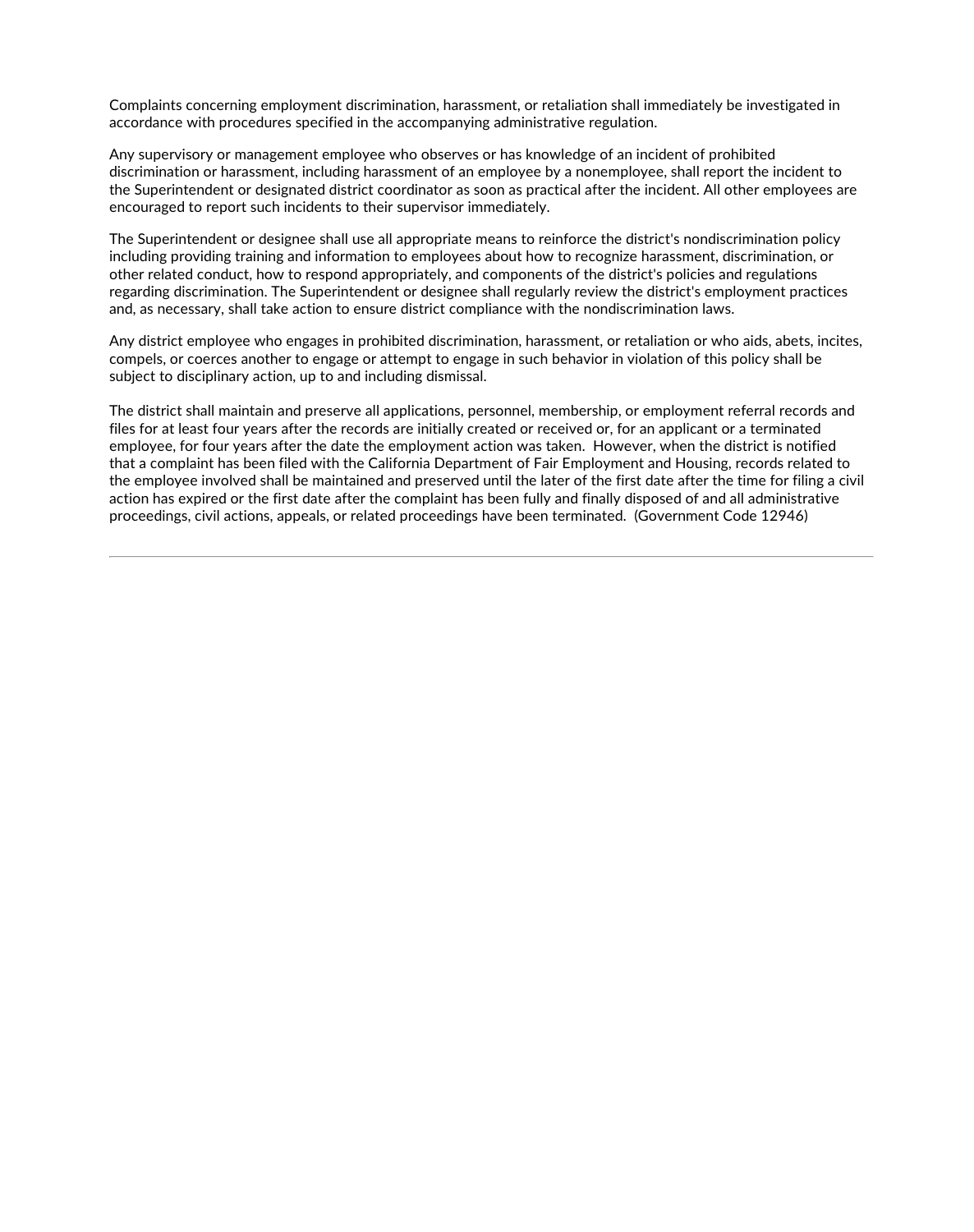Complaints concerning employment discrimination, harassment, or retaliation shall immediately be investigated in accordance with procedures specified in the accompanying administrative regulation.

Any supervisory or management employee who observes or has knowledge of an incident of prohibited discrimination or harassment, including harassment of an employee by a nonemployee, shall report the incident to the Superintendent or designated district coordinator as soon as practical after the incident. All other employees are encouraged to report such incidents to their supervisor immediately.

The Superintendent or designee shall use all appropriate means to reinforce the district's nondiscrimination policy including providing training and information to employees about how to recognize harassment, discrimination, or other related conduct, how to respond appropriately, and components of the district's policies and regulations regarding discrimination. The Superintendent or designee shall regularly review the district's employment practices and, as necessary, shall take action to ensure district compliance with the nondiscrimination laws.

Any district employee who engages in prohibited discrimination, harassment, or retaliation or who aids, abets, incites, compels, or coerces another to engage or attempt to engage in such behavior in violation of this policy shall be subject to disciplinary action, up to and including dismissal.

The district shall maintain and preserve all applications, personnel, membership, or employment referral records and files for at least four years after the records are initially created or received or, for an applicant or a terminated employee, for four years after the date the employment action was taken. However, when the district is notified that a complaint has been filed with the California Department of Fair Employment and Housing, records related to the employee involved shall be maintained and preserved until the later of the first date after the time for filing a civil action has expired or the first date after the complaint has been fully and finally disposed of and all administrative proceedings, civil actions, appeals, or related proceedings have been terminated. (Government Code 12946)

---